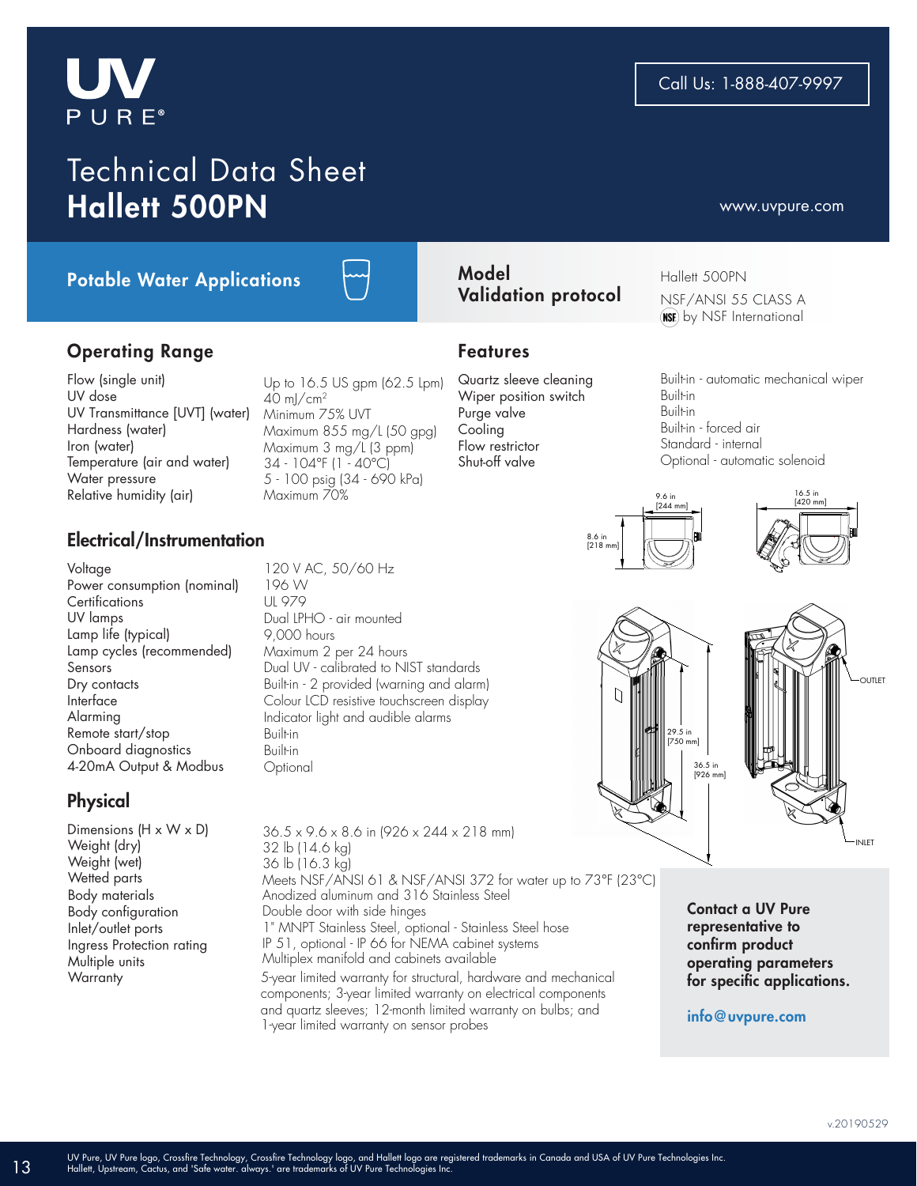UV PURE®

Call Us: 1-888-407-9997

# Technical Data Sheet
# Hallett 500PN

www.uvpure.com

**Potable Water Applications**

| **Model** | Hallett 500PN |
|---|---|
| **Validation protocol** | NSF/ANSI 55 CLASS A by NSF International |

## Operating Range

| | |
|---|---|
| Flow (single unit) | Up to 16.5 US gpm (62.5 Lpm) |
| UV dose | 40 mJ/cm$^2$ |
| UV Transmittance [UVT] (water) | Minimum 75% UVT |
| Hardness (water) | Maximum 855 mg/L (50 gpg) |
| Iron (water) | Maximum 3 mg/L (3 ppm) |
| Temperature (air and water) | 34 - 104°F (1 - 40°C) |
| Water pressure | 5 - 100 psig (34 - 690 kPa) |
| Relative humidity (air) | Maximum 70% |

## Features

| | |
|---|---|
| Quartz sleeve cleaning | Built-in - automatic mechanical wiper |
| Wiper position switch | Built-in |
| Purge valve | Built-in |
| Cooling | Built-in - forced air |
| Flow restrictor | Standard - internal |
| Shut-off valve | Optional - automatic solenoid |

## Electrical/Instrumentation

| | |
|---|---|
| Voltage | 120 V AC, 50/60 Hz |
| Power consumption (nominal) | 196 W |
| Certifications | UL 979 |
| UV lamps | Dual LPHO - air mounted |
| Lamp life (typical) | 9,000 hours |
| Lamp cycles (recommended) | Maximum 2 per 24 hours |
| Sensors | Dual UV - calibrated to NIST standards |
| Dry contacts | Built-in - 2 provided (warning and alarm) |
| Interface | Colour LCD resistive touchscreen display |
| Alarming | Indicator light and audible alarms |
| Remote start/stop | Built-in |
| Onboard diagnostics | Built-in |
| 4-20mA Output & Modbus | Optional |

9.6 in [244 mm]; 8.6 in [218 mm]; 16.5 in [420 mm]; 29.5 in [750 mm]; 36.5 in [926 mm]; OUTLET; INLET

## Physical

| | |
|---|---|
| Dimensions (H x W x D) | 36.5 x 9.6 x 8.6 in (926 x 244 x 218 mm) |
| Weight (dry) | 32 lb (14.6 kg) |
| Weight (wet) | 36 lb (16.3 kg) |
| Wetted parts | Meets NSF/ANSI 61 & NSF/ANSI 372 for water up to 73°F (23°C) |
| Body materials | Anodized aluminum and 316 Stainless Steel |
| Body configuration | Double door with side hinges |
| Inlet/outlet ports | 1" MNPT Stainless Steel, optional - Stainless Steel hose |
| Ingress Protection rating | IP 51, optional - IP 66 for NEMA cabinet systems |
| Multiple units | Multiplex manifold and cabinets available |
| Warranty | 5-year limited warranty for structural, hardware and mechanical components; 3-year limited warranty on electrical components and quartz sleeves; 12-month limited warranty on bulbs; and 1-year limited warranty on sensor probes |

**Contact a UV Pure representative to confirm product operating parameters for specific applications.**

**info@uvpure.com**

v.20190529

UV Pure, UV Pure logo, Crossfire Technology, Crossfire Technology logo, and Hallett logo are registered trademarks in Canada and USA of UV Pure Technologies Inc. Hallett, Upstream, Cactus, and 'Safe water. always.' are trademarks of UV Pure Technologies Inc.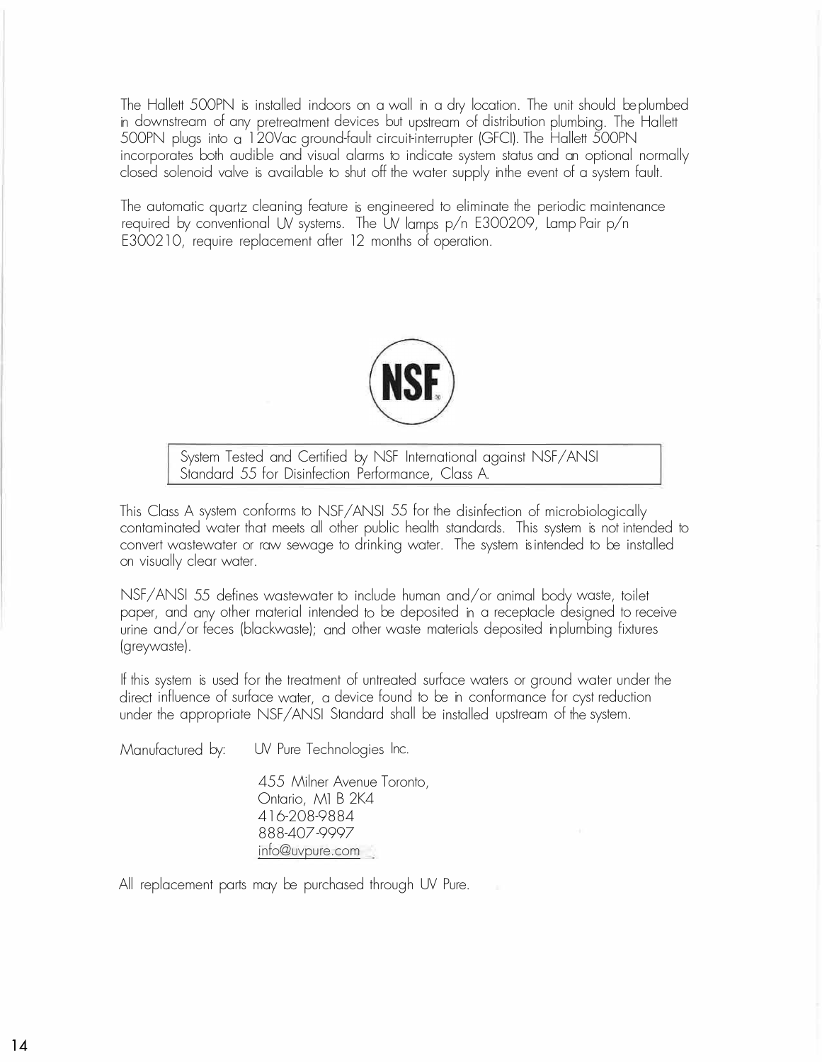The Hallett 500PN is installed indoors on a wall in a dry location. The unit should be plumbed in downstream of any pretreatment devices but upstream of distribution plumbing. The Hallett 500PN plugs into a 120Vac ground-fault circuit-interrupter (GFCI). The Hallett 500PN incorporates both audible and visual alarms to indicate system status and an optional normally closed solenoid valve is available to shut off the water supply in the event of a system fault.

The automatic quartz cleaning feature is engineered to eliminate the periodic maintenance required by conventional UV systems. The UV lamps p/n E300209, Lamp Pair p/n E300210, require replacement after 12 months of operation.

NSF

System Tested and Certified by NSF International against NSF/ANSI Standard 55 for Disinfection Performance, Class A.

This Class A system conforms to NSF/ANSI 55 for the disinfection of microbiologically contaminated water that meets all other public health standards. This system is not intended to convert wastewater or raw sewage to drinking water. The system is intended to be installed on visually clear water.

NSF/ANSI 55 defines wastewater to include human and/or animal body waste, toilet paper, and any other material intended to be deposited in a receptacle designed to receive urine and/or feces (blackwaste); and other waste materials deposited in plumbing fixtures (greywaste).

If this system is used for the treatment of untreated surface waters or ground water under the direct influence of surface water, a device found to be in conformance for cyst reduction under the appropriate NSF/ANSI Standard shall be installed upstream of the system.

Manufactured by: UV Pure Technologies Inc.

455 Milner Avenue Toronto,
Ontario, M1B 2K4
416-208-9884
888-407-9997
info@uvpure.com

All replacement parts may be purchased through UV Pure.